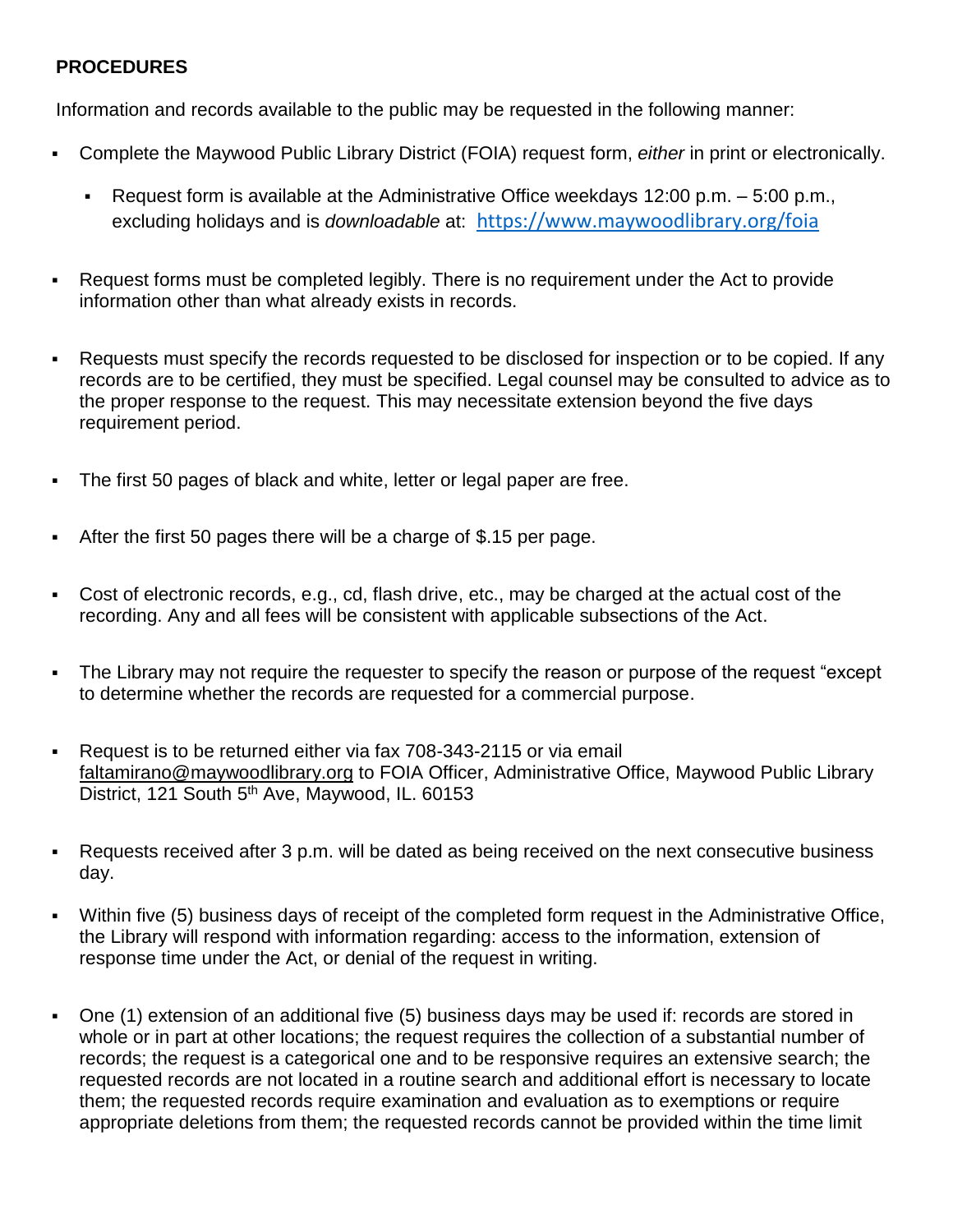**PROCEDURES**

Information and records available to the public may be requested in the following manner:

- Complete the Maywood Public Library District (FOIA) request form, *either* in print or electronically.
  - Request form is available at the Administrative Office weekdays 12:00 p.m. – 5:00 p.m., excluding holidays and is *downloadable* at: https://www.maywoodlibrary.org/foia

- Request forms must be completed legibly. There is no requirement under the Act to provide information other than what already exists in records.

- Requests must specify the records requested to be disclosed for inspection or to be copied. If any records are to be certified, they must be specified. Legal counsel may be consulted to advice as to the proper response to the request. This may necessitate extension beyond the five days requirement period.

- The first 50 pages of black and white, letter or legal paper are free.

- After the first 50 pages there will be a charge of $.15 per page.

- Cost of electronic records, e.g., cd, flash drive, etc., may be charged at the actual cost of the recording. Any and all fees will be consistent with applicable subsections of the Act.

- The Library may not require the requester to specify the reason or purpose of the request "except to determine whether the records are requested for a commercial purpose.

- Request is to be returned either via fax 708-343-2115 or via email faltamirano@maywoodlibrary.org to FOIA Officer, Administrative Office, Maywood Public Library District, 121 South 5th Ave, Maywood, IL. 60153

- Requests received after 3 p.m. will be dated as being received on the next consecutive business day.

- Within five (5) business days of receipt of the completed form request in the Administrative Office, the Library will respond with information regarding: access to the information, extension of response time under the Act, or denial of the request in writing.

- One (1) extension of an additional five (5) business days may be used if: records are stored in whole or in part at other locations; the request requires the collection of a substantial number of records; the request is a categorical one and to be responsive requires an extensive search; the requested records are not located in a routine search and additional effort is necessary to locate them; the requested records require examination and evaluation as to exemptions or require appropriate deletions from them; the requested records cannot be provided within the time limit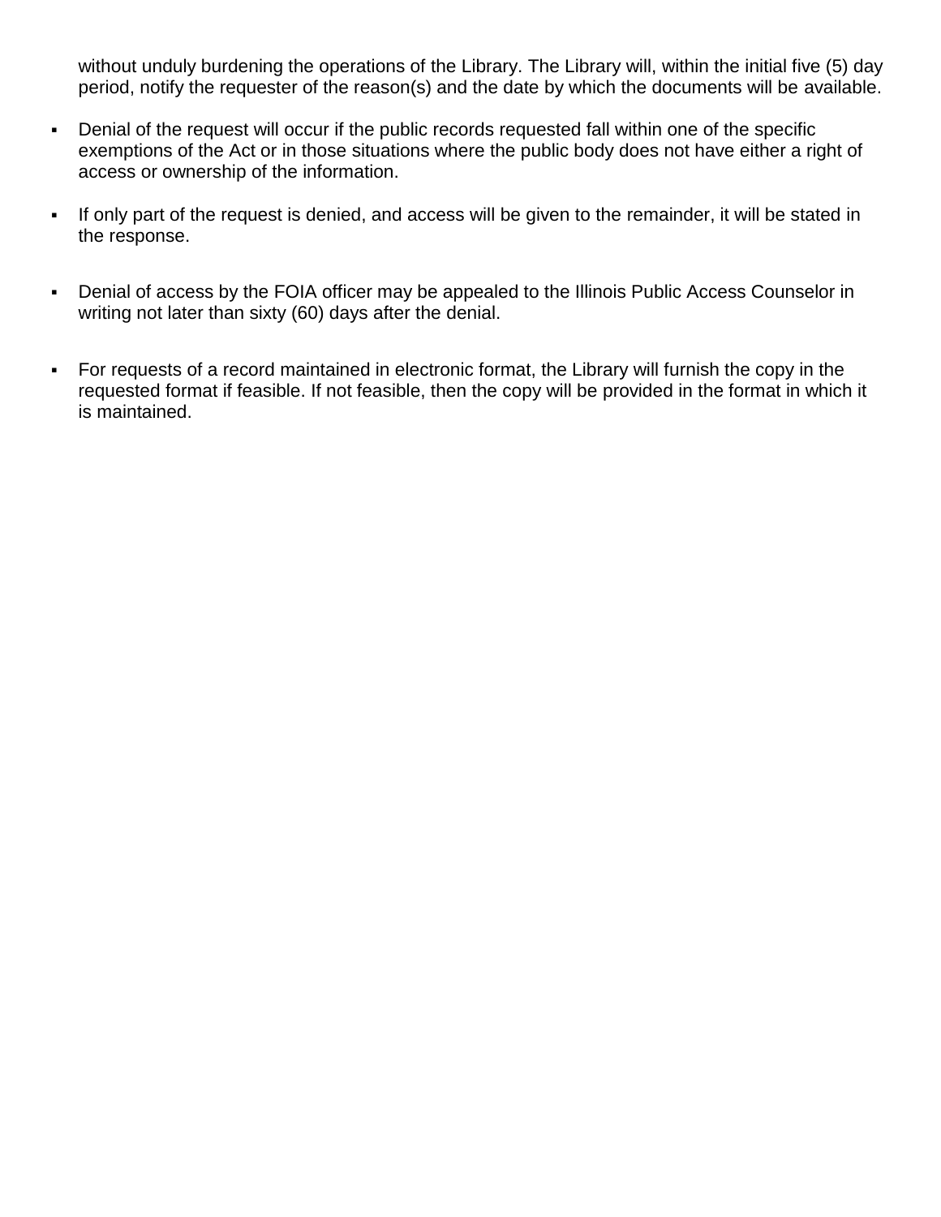without unduly burdening the operations of the Library. The Library will, within the initial five (5) day period, notify the requester of the reason(s) and the date by which the documents will be available.

- Denial of the request will occur if the public records requested fall within one of the specific exemptions of the Act or in those situations where the public body does not have either a right of access or ownership of the information.

- If only part of the request is denied, and access will be given to the remainder, it will be stated in the response.

- Denial of access by the FOIA officer may be appealed to the Illinois Public Access Counselor in writing not later than sixty (60) days after the denial.

- For requests of a record maintained in electronic format, the Library will furnish the copy in the requested format if feasible. If not feasible, then the copy will be provided in the format in which it is maintained.